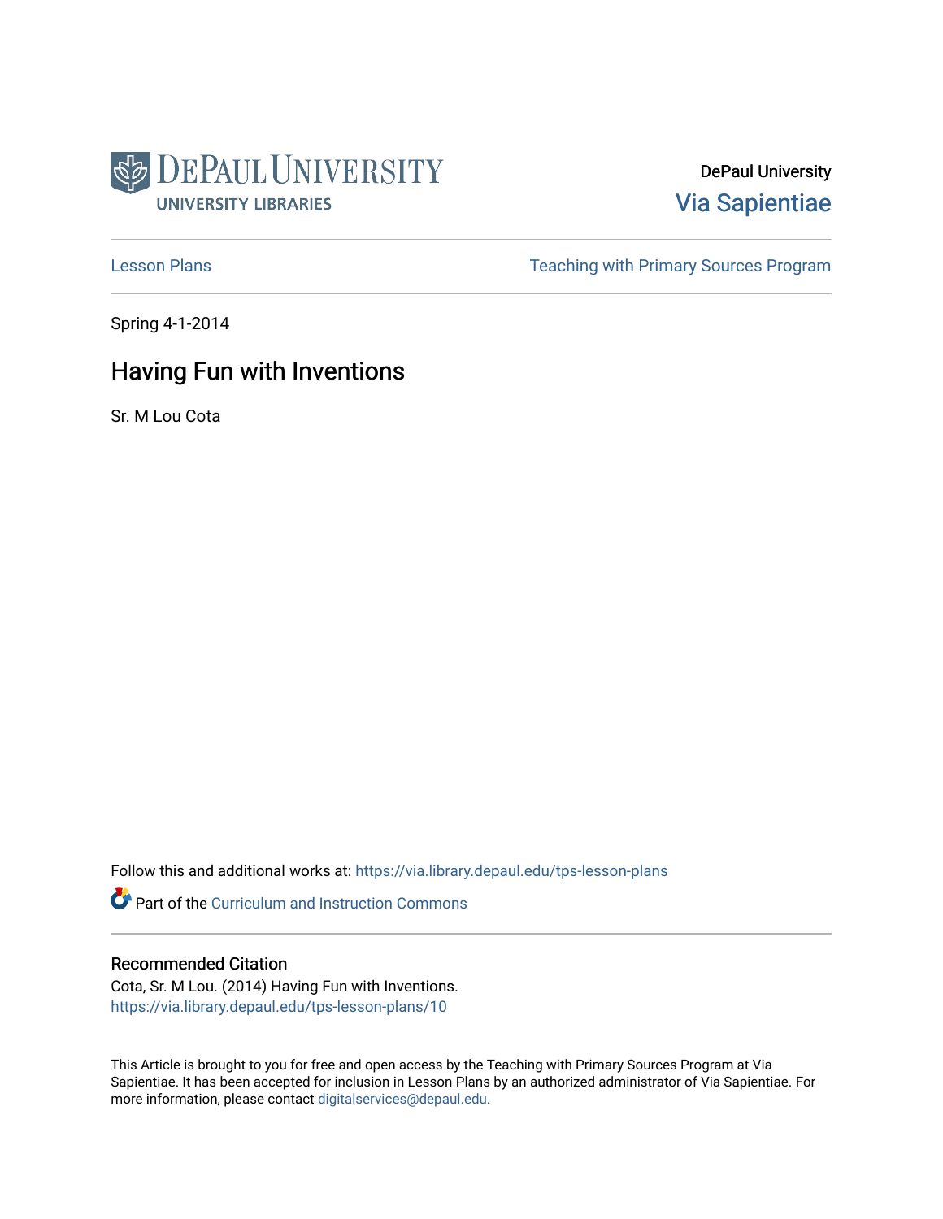DePaul University

Via Sapientiae

Lesson Plans

Teaching with Primary Sources Program

Spring 4-1-2014

# Having Fun with Inventions

Sr. M Lou Cota

Follow this and additional works at: https://via.library.depaul.edu/tps-lesson-plans

Part of the Curriculum and Instruction Commons

## Recommended Citation

Cota, Sr. M Lou. (2014) Having Fun with Inventions.
https://via.library.depaul.edu/tps-lesson-plans/10

This Article is brought to you for free and open access by the Teaching with Primary Sources Program at Via Sapientiae. It has been accepted for inclusion in Lesson Plans by an authorized administrator of Via Sapientiae. For more information, please contact digitalservices@depaul.edu.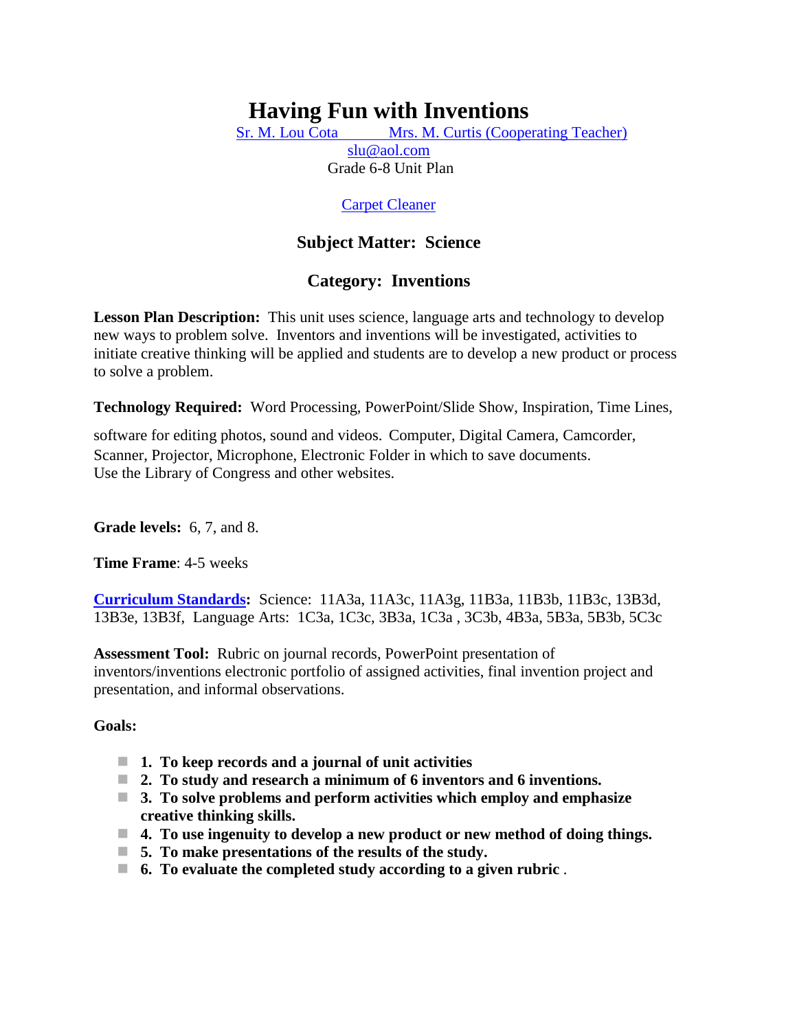# Having Fun with Inventions

Sr. M. Lou Cota Mrs. M. Curtis (Cooperating Teacher)
slu@aol.com
Grade 6-8 Unit Plan

Carpet Cleaner

## Subject Matter: Science

## Category: Inventions

**Lesson Plan Description:** This unit uses science, language arts and technology to develop new ways to problem solve. Inventors and inventions will be investigated, activities to initiate creative thinking will be applied and students are to develop a new product or process to solve a problem.

**Technology Required:** Word Processing, PowerPoint/Slide Show, Inspiration, Time Lines, software for editing photos, sound and videos. Computer, Digital Camera, Camcorder, Scanner, Projector, Microphone, Electronic Folder in which to save documents. Use the Library of Congress and other websites.

**Grade levels:** 6, 7, and 8.

**Time Frame**: 4-5 weeks

**Curriculum Standards:** Science: 11A3a, 11A3c, 11A3g, 11B3a, 11B3b, 11B3c, 13B3d, 13B3e, 13B3f, Language Arts: 1C3a, 1C3c, 3B3a, 1C3a , 3C3b, 4B3a, 5B3a, 5B3b, 5C3c

**Assessment Tool:** Rubric on journal records, PowerPoint presentation of inventors/inventions electronic portfolio of assigned activities, final invention project and presentation, and informal observations.

**Goals:**

- **1. To keep records and a journal of unit activities**
- **2. To study and research a minimum of 6 inventors and 6 inventions.**
- **3. To solve problems and perform activities which employ and emphasize creative thinking skills.**
- **4. To use ingenuity to develop a new product or new method of doing things.**
- **5. To make presentations of the results of the study.**
- **6. To evaluate the completed study according to a given rubric** .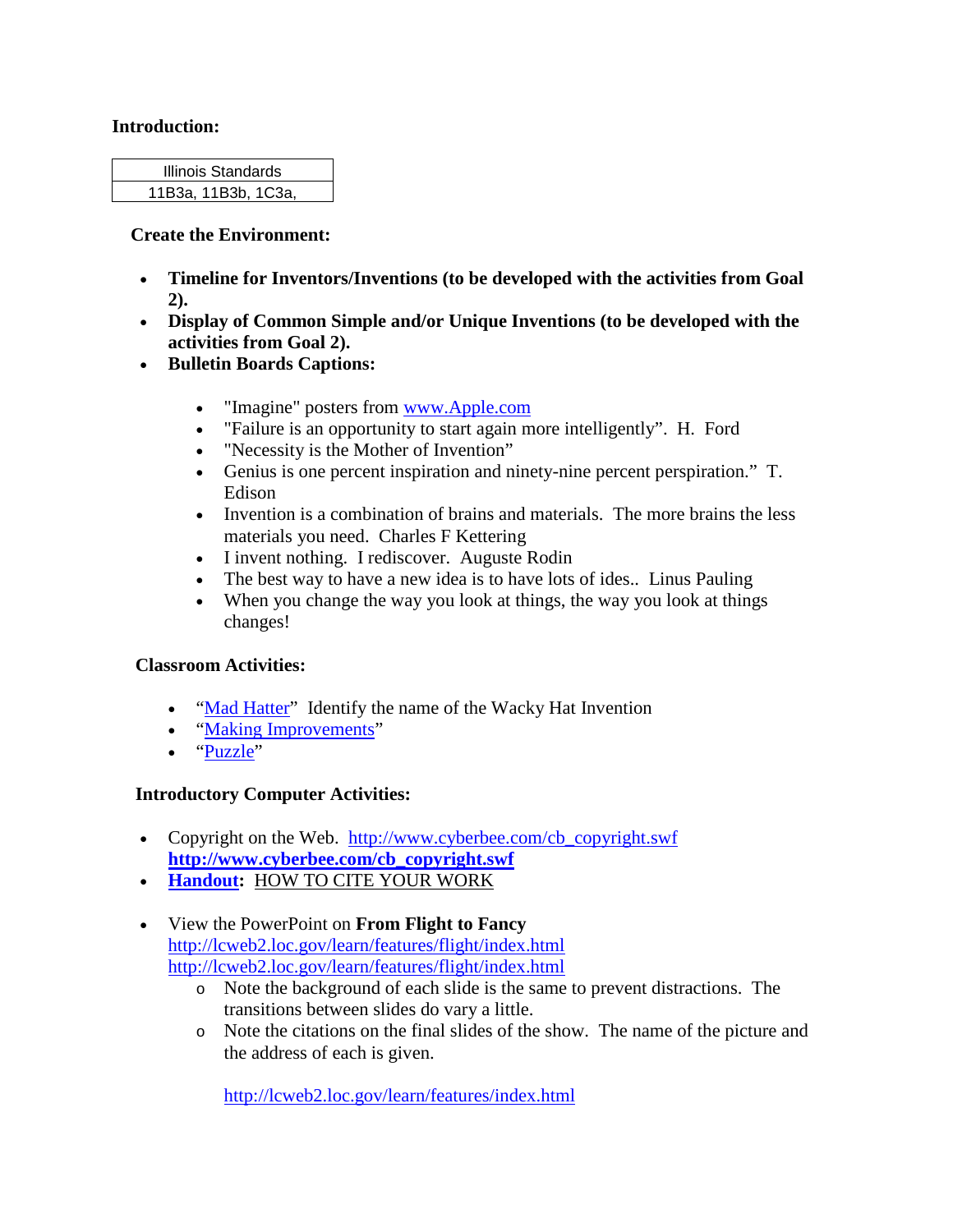**Introduction:**

| Illinois Standards |
|---|
| 11B3a, 11B3b, 1C3a, |

**Create the Environment:**

- **Timeline for Inventors/Inventions (to be developed with the activities from Goal 2).**
- **Display of Common Simple and/or Unique Inventions (to be developed with the activities from Goal 2).**
- **Bulletin Boards Captions:**
    - "Imagine" posters from www.Apple.com
    - "Failure is an opportunity to start again more intelligently". H. Ford
    - "Necessity is the Mother of Invention"
    - Genius is one percent inspiration and ninety-nine percent perspiration." T. Edison
    - Invention is a combination of brains and materials. The more brains the less materials you need. Charles F Kettering
    - I invent nothing. I rediscover. Auguste Rodin
    - The best way to have a new idea is to have lots of ides.. Linus Pauling
    - When you change the way you look at things, the way you look at things changes!

**Classroom Activities:**

- "Mad Hatter" Identify the name of the Wacky Hat Invention
- "Making Improvements"
- "Puzzle"

**Introductory Computer Activities:**

- Copyright on the Web. http://www.cyberbee.com/cb_copyright.swf **http://www.cyberbee.com/cb_copyright.swf**
- **Handout:** HOW TO CITE YOUR WORK
- View the PowerPoint on **From Flight to Fancy** http://lcweb2.loc.gov/learn/features/flight/index.html http://lcweb2.loc.gov/learn/features/flight/index.html
    - Note the background of each slide is the same to prevent distractions. The transitions between slides do vary a little.
    - Note the citations on the final slides of the show. The name of the picture and the address of each is given.

    http://lcweb2.loc.gov/learn/features/index.html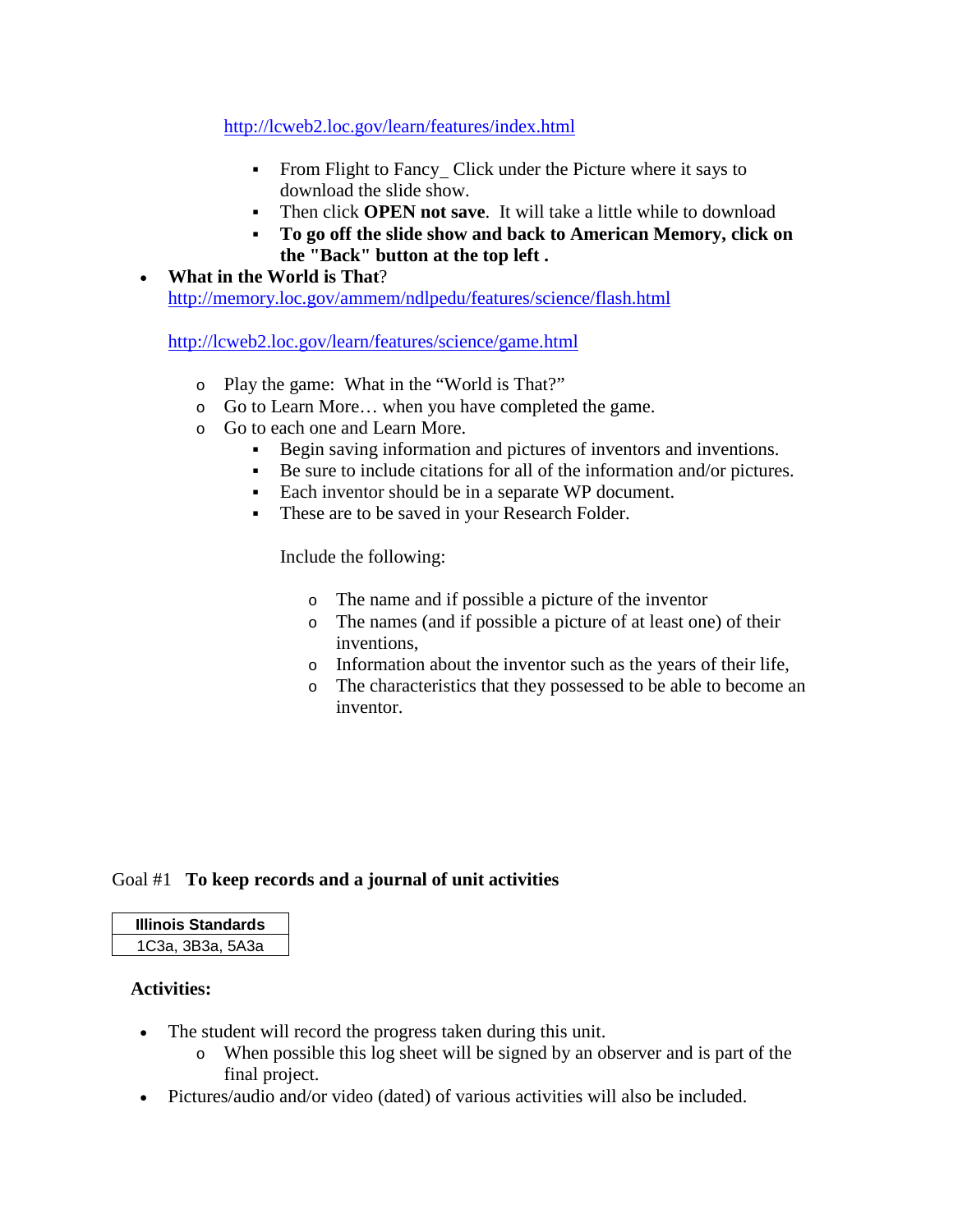http://lcweb2.loc.gov/learn/features/index.html

- From Flight to Fancy_ Click under the Picture where it says to download the slide show.
- Then click **OPEN not save**. It will take a little while to download
- **To go off the slide show and back to American Memory, click on the "Back" button at the top left .**

- **What in the World is That**?
  http://memory.loc.gov/ammem/ndlpedu/features/science/flash.html

  http://lcweb2.loc.gov/learn/features/science/game.html

  - Play the game: What in the "World is That?"
  - Go to Learn More… when you have completed the game.
  - Go to each one and Learn More.
    - Begin saving information and pictures of inventors and inventions.
    - Be sure to include citations for all of the information and/or pictures.
    - Each inventor should be in a separate WP document.
    - These are to be saved in your Research Folder.

      Include the following:

      - The name and if possible a picture of the inventor
      - The names (and if possible a picture of at least one) of their inventions,
      - Information about the inventor such as the years of their life,
      - The characteristics that they possessed to be able to become an inventor.

Goal #1 **To keep records and a journal of unit activities**

| Illinois Standards |
|---|
| 1C3a, 3B3a, 5A3a |

**Activities:**

- The student will record the progress taken during this unit.
  - When possible this log sheet will be signed by an observer and is part of the final project.
- Pictures/audio and/or video (dated) of various activities will also be included.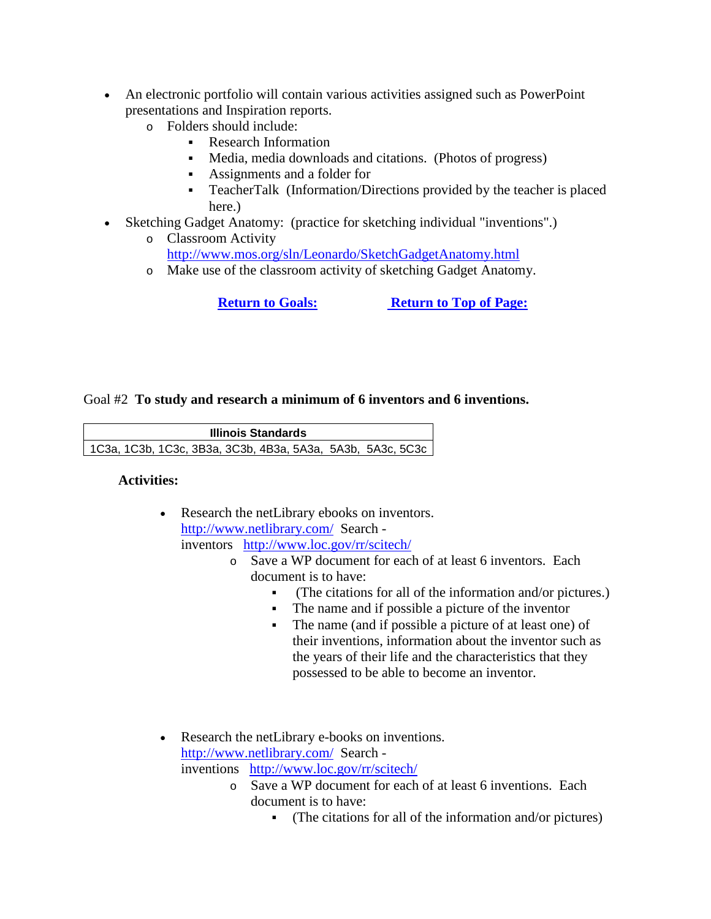- An electronic portfolio will contain various activities assigned such as PowerPoint presentations and Inspiration reports.
  - Folders should include:
    - Research Information
    - Media, media downloads and citations. (Photos of progress)
    - Assignments and a folder for
    - TeacherTalk (Information/Directions provided by the teacher is placed here.)
- Sketching Gadget Anatomy: (practice for sketching individual "inventions".)
  - Classroom Activity http://www.mos.org/sln/Leonardo/SketchGadgetAnatomy.html
  - Make use of the classroom activity of sketching Gadget Anatomy.

**Return to Goals:** **Return to Top of Page:**

Goal #2 **To study and research a minimum of 6 inventors and 6 inventions.**

| Illinois Standards |
| --- |
| 1C3a, 1C3b, 1C3c, 3B3a, 3C3b, 4B3a, 5A3a, 5A3b, 5A3c, 5C3c |

**Activities:**

- Research the netLibrary ebooks on inventors. http://www.netlibrary.com/ Search - inventors http://www.loc.gov/rr/scitech/
  - Save a WP document for each of at least 6 inventors. Each document is to have:
    - (The citations for all of the information and/or pictures.)
    - The name and if possible a picture of the inventor
    - The name (and if possible a picture of at least one) of their inventions, information about the inventor such as the years of their life and the characteristics that they possessed to be able to become an inventor.

- Research the netLibrary e-books on inventions. http://www.netlibrary.com/ Search - inventions http://www.loc.gov/rr/scitech/
  - Save a WP document for each of at least 6 inventions. Each document is to have:
    - (The citations for all of the information and/or pictures)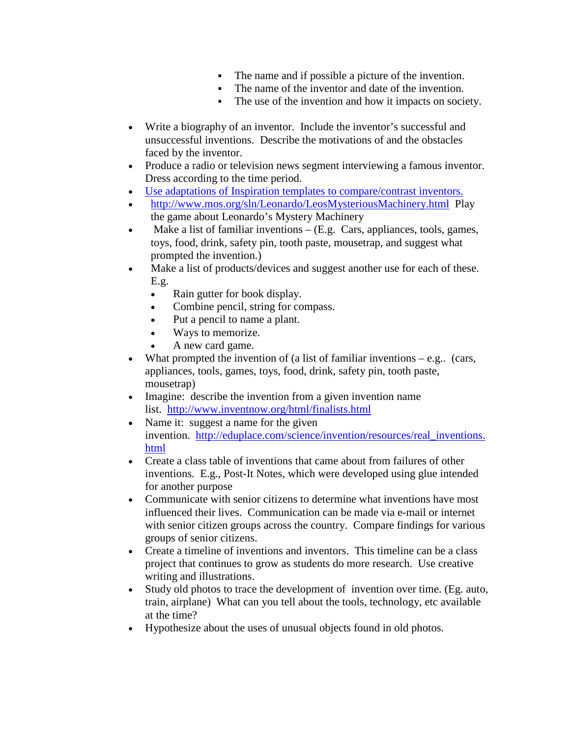- The name and if possible a picture of the invention.
  - The name of the inventor and date of the invention.
  - The use of the invention and how it impacts on society.

- Write a biography of an inventor. Include the inventor's successful and unsuccessful inventions. Describe the motivations of and the obstacles faced by the inventor.
- Produce a radio or television news segment interviewing a famous inventor. Dress according to the time period.
- Use adaptations of Inspiration templates to compare/contrast inventors.
- http://www.mos.org/sln/Leonardo/LeosMysteriousMachinery.html Play the game about Leonardo's Mystery Machinery
- Make a list of familiar inventions – (E.g. Cars, appliances, tools, games, toys, food, drink, safety pin, tooth paste, mousetrap, and suggest what prompted the invention.)
- Make a list of products/devices and suggest another use for each of these. E.g.
  - Rain gutter for book display.
  - Combine pencil, string for compass.
  - Put a pencil to name a plant.
  - Ways to memorize.
  - A new card game.
- What prompted the invention of (a list of familiar inventions – e.g.. (cars, appliances, tools, games, toys, food, drink, safety pin, tooth paste, mousetrap)
- Imagine: describe the invention from a given invention name list. http://www.inventnow.org/html/finalists.html
- Name it: suggest a name for the given invention. http://eduplace.com/science/invention/resources/real_inventions.html
- Create a class table of inventions that came about from failures of other inventions. E.g., Post-It Notes, which were developed using glue intended for another purpose
- Communicate with senior citizens to determine what inventions have most influenced their lives. Communication can be made via e-mail or internet with senior citizen groups across the country. Compare findings for various groups of senior citizens.
- Create a timeline of inventions and inventors. This timeline can be a class project that continues to grow as students do more research. Use creative writing and illustrations.
- Study old photos to trace the development of invention over time. (Eg. auto, train, airplane) What can you tell about the tools, technology, etc available at the time?
- Hypothesize about the uses of unusual objects found in old photos.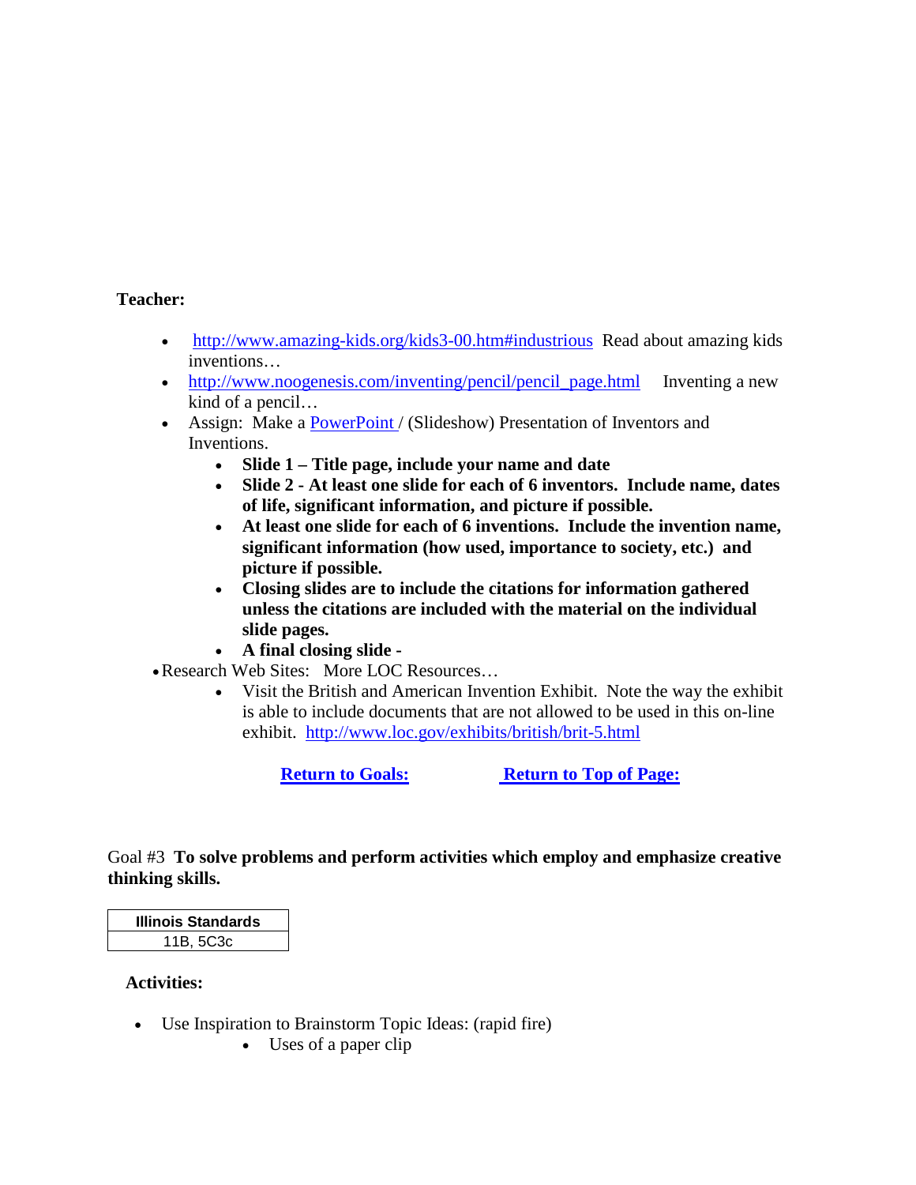**Teacher:**

- http://www.amazing-kids.org/kids3-00.htm#industrious Read about amazing kids inventions…
- http://www.noogenesis.com/inventing/pencil/pencil_page.html Inventing a new kind of a pencil…
- Assign: Make a PowerPoint / (Slideshow) Presentation of Inventors and Inventions.
    - **Slide 1 – Title page, include your name and date**
    - **Slide 2 - At least one slide for each of 6 inventors. Include name, dates of life, significant information, and picture if possible.**
    - **At least one slide for each of 6 inventions. Include the invention name, significant information (how used, importance to society, etc.) and picture if possible.**
    - **Closing slides are to include the citations for information gathered unless the citations are included with the material on the individual slide pages.**
    - **A final closing slide -**
- Research Web Sites: More LOC Resources…
    - Visit the British and American Invention Exhibit. Note the way the exhibit is able to include documents that are not allowed to be used in this on-line exhibit. http://www.loc.gov/exhibits/british/brit-5.html

**Return to Goals:** **Return to Top of Page:**

Goal #3 **To solve problems and perform activities which employ and emphasize creative thinking skills.**

| Illinois Standards |
|---|
| 11B, 5C3c |

**Activities:**

- Use Inspiration to Brainstorm Topic Ideas: (rapid fire)
    - Uses of a paper clip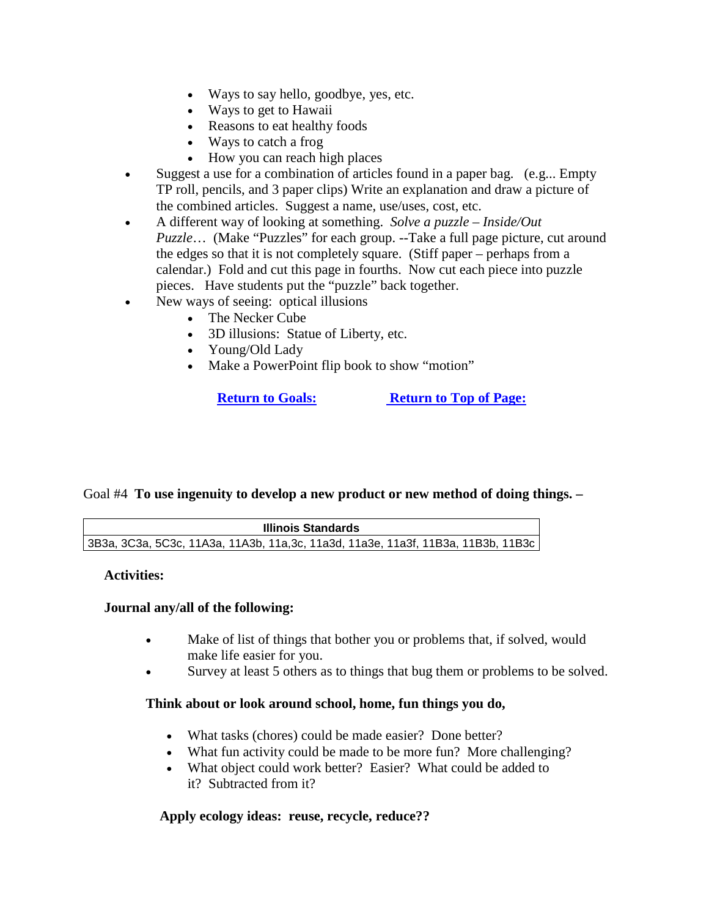- Ways to say hello, goodbye, yes, etc.
  - Ways to get to Hawaii
  - Reasons to eat healthy foods
  - Ways to catch a frog
  - How you can reach high places
- Suggest a use for a combination of articles found in a paper bag. (e.g... Empty TP roll, pencils, and 3 paper clips) Write an explanation and draw a picture of the combined articles. Suggest a name, use/uses, cost, etc.
- A different way of looking at something. *Solve a puzzle – Inside/Out Puzzle*… (Make "Puzzles" for each group. --Take a full page picture, cut around the edges so that it is not completely square. (Stiff paper – perhaps from a calendar.) Fold and cut this page in fourths. Now cut each piece into puzzle pieces. Have students put the "puzzle" back together.
- New ways of seeing: optical illusions
  - The Necker Cube
  - 3D illusions: Statue of Liberty, etc.
  - Young/Old Lady
  - Make a PowerPoint flip book to show "motion"

**Return to Goals:** **Return to Top of Page:**

Goal #4 **To use ingenuity to develop a new product or new method of doing things. –**

| Illinois Standards |
|---|
| 3B3a, 3C3a, 5C3c, 11A3a, 11A3b, 11a,3c, 11a3d, 11a3e, 11a3f, 11B3a, 11B3b, 11B3c |

**Activities:**

**Journal any/all of the following:**

- Make of list of things that bother you or problems that, if solved, would make life easier for you.
- Survey at least 5 others as to things that bug them or problems to be solved.

**Think about or look around school, home, fun things you do,**

- What tasks (chores) could be made easier? Done better?
- What fun activity could be made to be more fun? More challenging?
- What object could work better? Easier? What could be added to it? Subtracted from it?

**Apply ecology ideas: reuse, recycle, reduce??**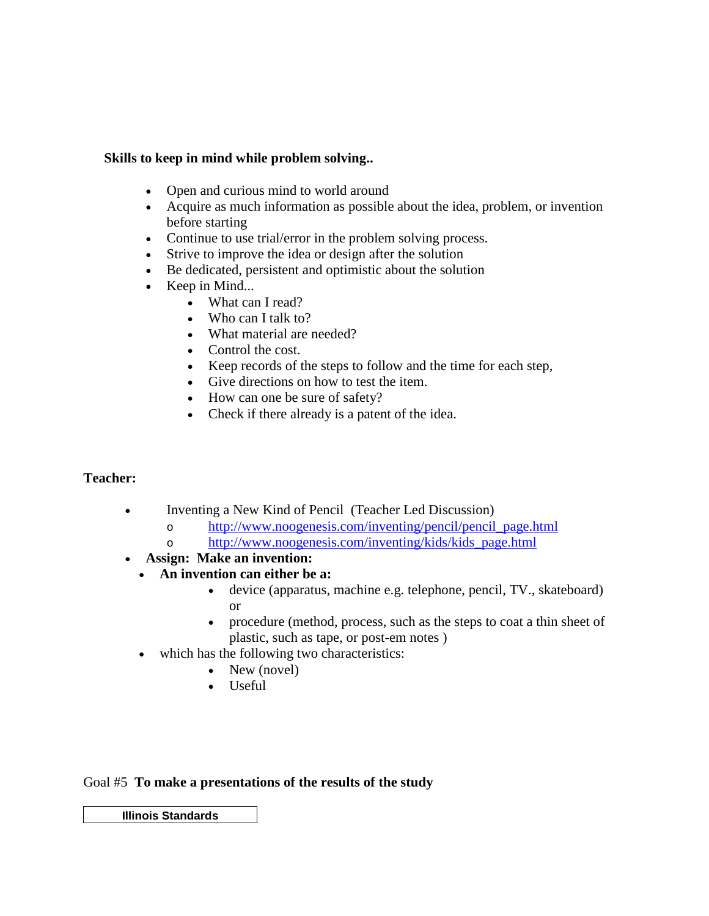**Skills to keep in mind while problem solving..**

- Open and curious mind to world around
- Acquire as much information as possible about the idea, problem, or invention before starting
- Continue to use trial/error in the problem solving process.
- Strive to improve the idea or design after the solution
- Be dedicated, persistent and optimistic about the solution
- Keep in Mind...
  - What can I read?
  - Who can I talk to?
  - What material are needed?
  - Control the cost.
  - Keep records of the steps to follow and the time for each step,
  - Give directions on how to test the item.
  - How can one be sure of safety?
  - Check if there already is a patent of the idea.

**Teacher:**

- Inventing a New Kind of Pencil (Teacher Led Discussion)
  - http://www.noogenesis.com/inventing/pencil/pencil_page.html
  - http://www.noogenesis.com/inventing/kids/kids_page.html
- **Assign: Make an invention:**
  - **An invention can either be a:**
    - device (apparatus, machine e.g. telephone, pencil, TV., skateboard) or
    - procedure (method, process, such as the steps to coat a thin sheet of plastic, such as tape, or post-em notes )
  - which has the following two characteristics:
    - New (novel)
    - Useful

Goal #5 **To make a presentations of the results of the study**

| Illinois Standards |
|---|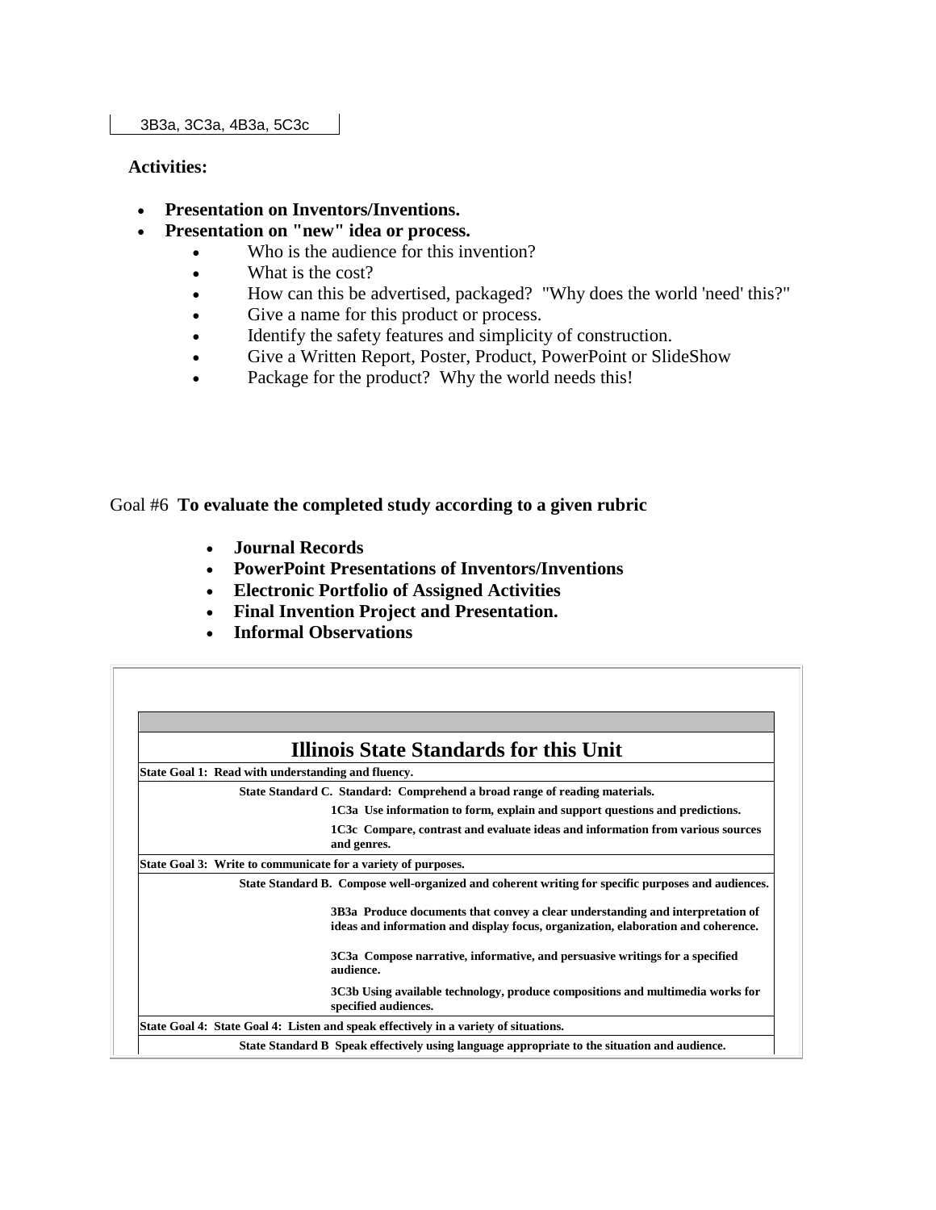| 3B3a, 3C3a, 4B3a, 5C3c |
|---|

**Activities:**

- **Presentation on Inventors/Inventions.**
- **Presentation on "new" idea or process.**
  - Who is the audience for this invention?
  - What is the cost?
  - How can this be advertised, packaged? "Why does the world 'need' this?"
  - Give a name for this product or process.
  - Identify the safety features and simplicity of construction.
  - Give a Written Report, Poster, Product, PowerPoint or SlideShow
  - Package for the product? Why the world needs this!

Goal #6 **To evaluate the completed study according to a given rubric**

- **Journal Records**
- **PowerPoint Presentations of Inventors/Inventions**
- **Electronic Portfolio of Assigned Activities**
- **Final Invention Project and Presentation.**
- **Informal Observations**

| **Illinois State Standards for this Unit** | | |
|---|---|---|
| **State Goal 1: Read with understanding and fluency.** | | |
| | **State Standard C. Standard: Comprehend a broad range of reading materials.** | |
| | | **1C3a Use information to form, explain and support questions and predictions.** |
| | | **1C3c Compare, contrast and evaluate ideas and information from various sources and genres.** |
| **State Goal 3: Write to communicate for a variety of purposes.** | | |
| | **State Standard B. Compose well-organized and coherent writing for specific purposes and audiences.** | |
| | | **3B3a Produce documents that convey a clear understanding and interpretation of ideas and information and display focus, organization, elaboration and coherence.** |
| | | **3C3a Compose narrative, informative, and persuasive writings for a specified audience.** |
| | | **3C3b Using available technology, produce compositions and multimedia works for specified audiences.** |
| **State Goal 4: State Goal 4: Listen and speak effectively in a variety of situations.** | | |
| | **State Standard B Speak effectively using language appropriate to the situation and audience.** | |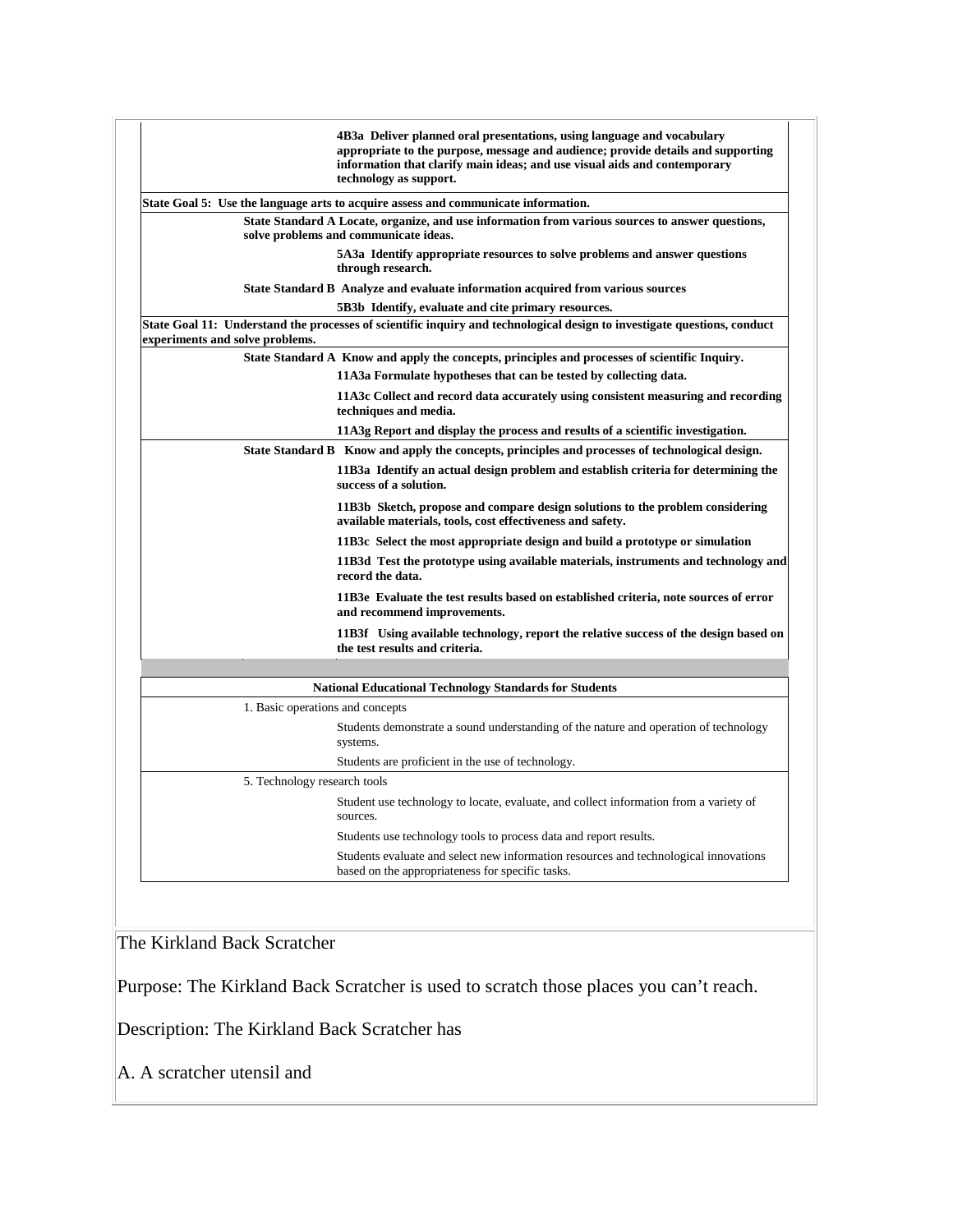| | | |
|---|---|---|
| | | **4B3a Deliver planned oral presentations, using language and vocabulary appropriate to the purpose, message and audience; provide details and supporting information that clarify main ideas; and use visual aids and contemporary technology as support.** |
| **State Goal 5: Use the language arts to acquire assess and communicate information.** | | |
| | **State Standard A Locate, organize, and use information from various sources to answer questions, solve problems and communicate ideas.** | |
| | | **5A3a Identify appropriate resources to solve problems and answer questions through research.** |
| | **State Standard B Analyze and evaluate information acquired from various sources** | |
| | | **5B3b Identify, evaluate and cite primary resources.** |
| **State Goal 11: Understand the processes of scientific inquiry and technological design to investigate questions, conduct experiments and solve problems.** | | |
| | **State Standard A Know and apply the concepts, principles and processes of scientific Inquiry.** | |
| | | **11A3a Formulate hypotheses that can be tested by collecting data.** |
| | | **11A3c Collect and record data accurately using consistent measuring and recording techniques and media.** |
| | | **11A3g Report and display the process and results of a scientific investigation.** |
| | **State Standard B Know and apply the concepts, principles and processes of technological design.** | |
| | | **11B3a Identify an actual design problem and establish criteria for determining the success of a solution.** |
| | | **11B3b Sketch, propose and compare design solutions to the problem considering available materials, tools, cost effectiveness and safety.** |
| | | **11B3c Select the most appropriate design and build a prototype or simulation** |
| | | **11B3d Test the prototype using available materials, instruments and technology and record the data.** |
| | | **11B3e Evaluate the test results based on established criteria, note sources of error and recommend improvements.** |
| | | **11B3f Using available technology, report the relative success of the design based on the test results and criteria.** |

| **National Educational Technology Standards for Students** | | |
|---|---|---|
| | 1. Basic operations and concepts | |
| | | Students demonstrate a sound understanding of the nature and operation of technology systems. |
| | | Students are proficient in the use of technology. |
| | 5. Technology research tools | |
| | | Student use technology to locate, evaluate, and collect information from a variety of sources. |
| | | Students use technology tools to process data and report results. |
| | | Students evaluate and select new information resources and technological innovations based on the appropriateness for specific tasks. |

The Kirkland Back Scratcher

Purpose: The Kirkland Back Scratcher is used to scratch those places you can't reach.

Description: The Kirkland Back Scratcher has

A. A scratcher utensil and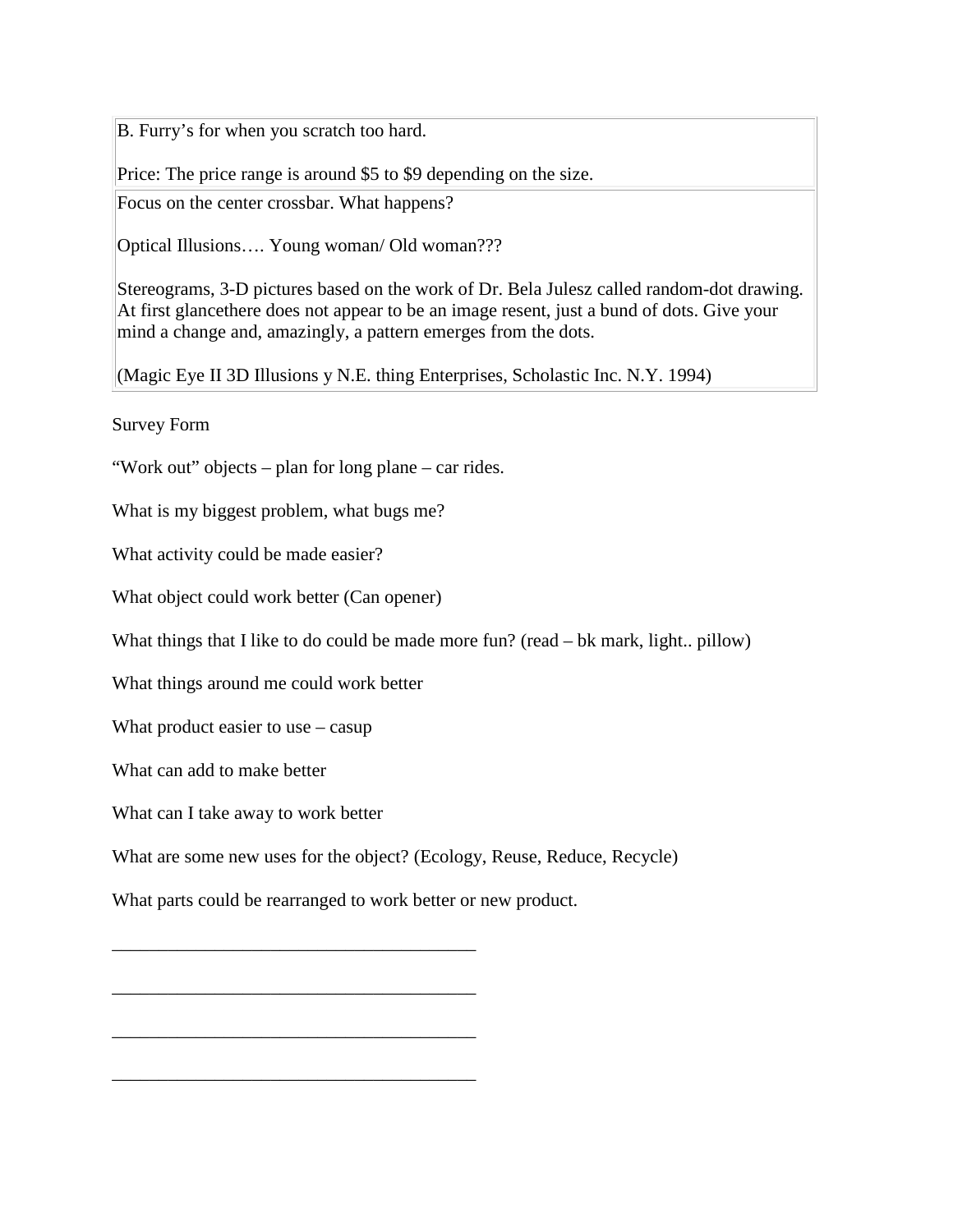| |
|---|
| B. Furry's for when you scratch too hard.<br><br>Price: The price range is around $5 to $9 depending on the size. |
| Focus on the center crossbar. What happens?<br><br>Optical Illusions…. Young woman/ Old woman???<br><br>Stereograms, 3-D pictures based on the work of Dr. Bela Julesz called random-dot drawing. At first glancethere does not appear to be an image resent, just a bund of dots. Give your mind a change and, amazingly, a pattern emerges from the dots.<br><br>(Magic Eye II 3D Illusions y N.E. thing Enterprises, Scholastic Inc. N.Y. 1994) |

Survey Form

"Work out" objects – plan for long plane – car rides.

What is my biggest problem, what bugs me?

What activity could be made easier?

What object could work better (Can opener)

What things that I like to do could be made more fun? (read – bk mark, light.. pillow)

What things around me could work better

What product easier to use – casup

What can add to make better

What can I take away to work better

What are some new uses for the object? (Ecology, Reuse, Reduce, Recycle)

What parts could be rearranged to work better or new product.

________________________________________

________________________________________

________________________________________

________________________________________